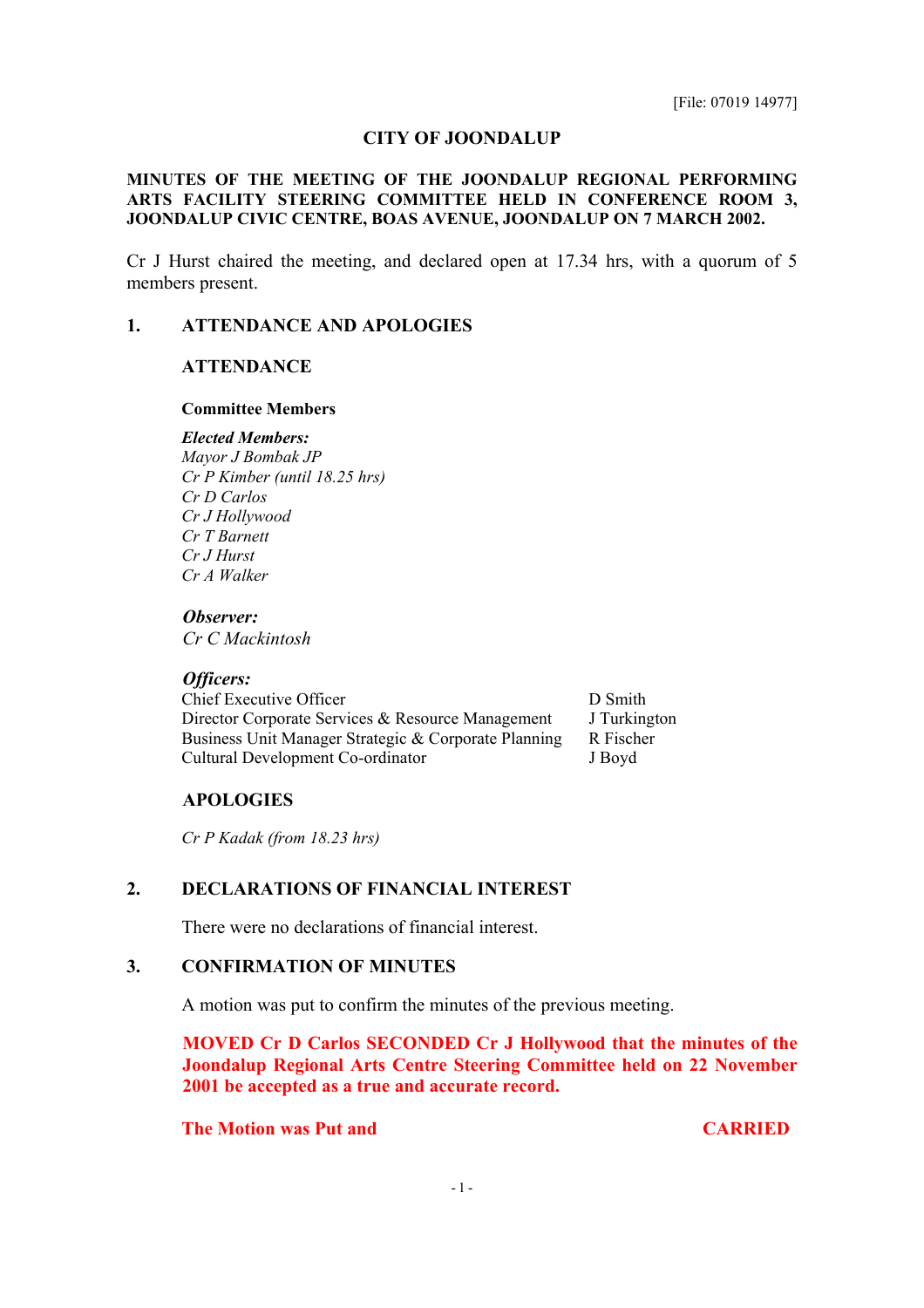[File: 07019 14977]

# CITY OF JOONDALUP

**MINUTES OF THE MEETING OF THE JOONDALUP REGIONAL PERFORMING ARTS FACILITY STEERING COMMITTEE HELD IN CONFERENCE ROOM 3, JOONDALUP CIVIC CENTRE, BOAS AVENUE, JOONDALUP ON 7 MARCH 2002.**

Cr J Hurst chaired the meeting, and declared open at 17.34 hrs, with a quorum of 5 members present.

## 1. ATTENDANCE AND APOLOGIES

### ATTENDANCE

**Committee Members**

***Elected Members:***

*Mayor J Bombak JP*
*Cr P Kimber (until 18.25 hrs)*
*Cr D Carlos*
*Cr J Hollywood*
*Cr T Barnett*
*Cr J Hurst*
*Cr A Walker*

***Observer:***

*Cr C Mackintosh*

***Officers:***

| | |
|---|---|
| Chief Executive Officer | D Smith |
| Director Corporate Services & Resource Management | J Turkington |
| Business Unit Manager Strategic & Corporate Planning | R Fischer |
| Cultural Development Co-ordinator | J Boyd |

### APOLOGIES

*Cr P Kadak (from 18.23 hrs)*

## 2. DECLARATIONS OF FINANCIAL INTEREST

There were no declarations of financial interest.

## 3. CONFIRMATION OF MINUTES

A motion was put to confirm the minutes of the previous meeting.

**MOVED Cr D Carlos SECONDED Cr J Hollywood that the minutes of the Joondalup Regional Arts Centre Steering Committee held on 22 November 2001 be accepted as a true and accurate record.**

**The Motion was Put and CARRIED**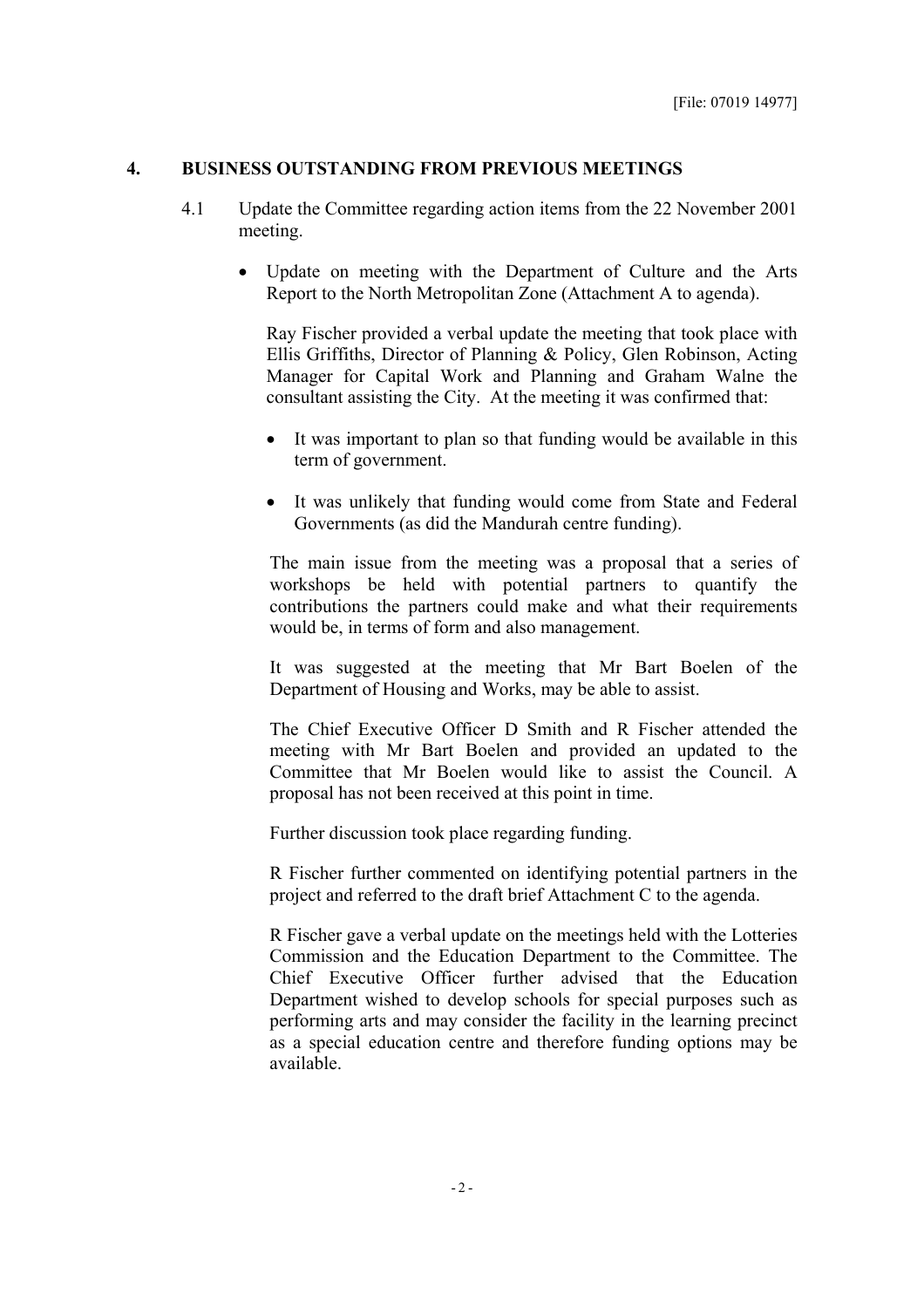[File: 07019 14977]

## 4. BUSINESS OUTSTANDING FROM PREVIOUS MEETINGS

4.1 Update the Committee regarding action items from the 22 November 2001 meeting.

- Update on meeting with the Department of Culture and the Arts Report to the North Metropolitan Zone (Attachment A to agenda).

  Ray Fischer provided a verbal update the meeting that took place with Ellis Griffiths, Director of Planning & Policy, Glen Robinson, Acting Manager for Capital Work and Planning and Graham Walne the consultant assisting the City. At the meeting it was confirmed that:

  - It was important to plan so that funding would be available in this term of government.
  - It was unlikely that funding would come from State and Federal Governments (as did the Mandurah centre funding).

  The main issue from the meeting was a proposal that a series of workshops be held with potential partners to quantify the contributions the partners could make and what their requirements would be, in terms of form and also management.

  It was suggested at the meeting that Mr Bart Boelen of the Department of Housing and Works, may be able to assist.

  The Chief Executive Officer D Smith and R Fischer attended the meeting with Mr Bart Boelen and provided an updated to the Committee that Mr Boelen would like to assist the Council. A proposal has not been received at this point in time.

  Further discussion took place regarding funding.

  R Fischer further commented on identifying potential partners in the project and referred to the draft brief Attachment C to the agenda.

  R Fischer gave a verbal update on the meetings held with the Lotteries Commission and the Education Department to the Committee. The Chief Executive Officer further advised that the Education Department wished to develop schools for special purposes such as performing arts and may consider the facility in the learning precinct as a special education centre and therefore funding options may be available.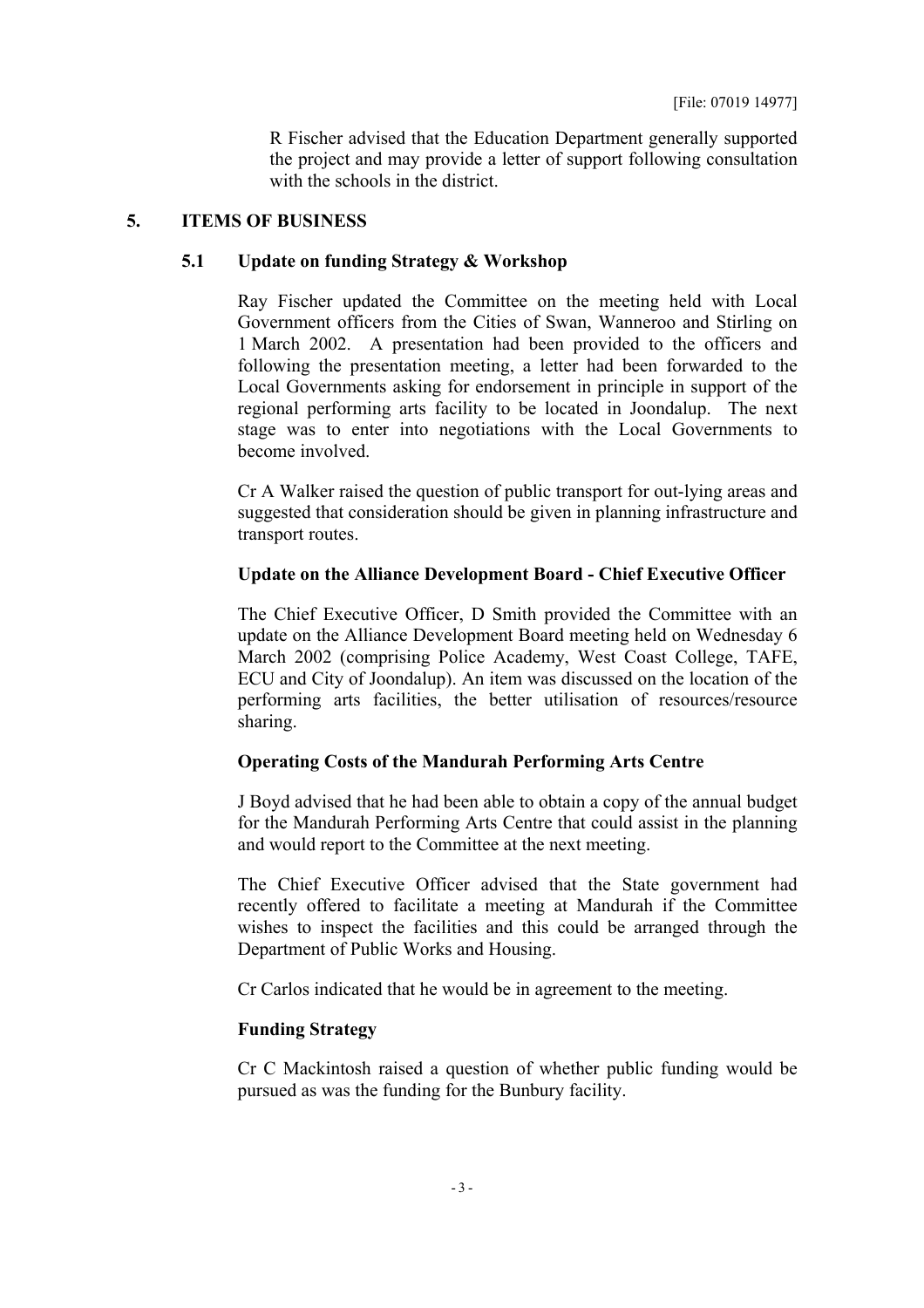[File: 07019 14977]

R Fischer advised that the Education Department generally supported the project and may provide a letter of support following consultation with the schools in the district.

## 5. ITEMS OF BUSINESS

### 5.1 Update on funding Strategy & Workshop

Ray Fischer updated the Committee on the meeting held with Local Government officers from the Cities of Swan, Wanneroo and Stirling on 1 March 2002. A presentation had been provided to the officers and following the presentation meeting, a letter had been forwarded to the Local Governments asking for endorsement in principle in support of the regional performing arts facility to be located in Joondalup. The next stage was to enter into negotiations with the Local Governments to become involved.

Cr A Walker raised the question of public transport for out-lying areas and suggested that consideration should be given in planning infrastructure and transport routes.

**Update on the Alliance Development Board - Chief Executive Officer**

The Chief Executive Officer, D Smith provided the Committee with an update on the Alliance Development Board meeting held on Wednesday 6 March 2002 (comprising Police Academy, West Coast College, TAFE, ECU and City of Joondalup). An item was discussed on the location of the performing arts facilities, the better utilisation of resources/resource sharing.

**Operating Costs of the Mandurah Performing Arts Centre**

J Boyd advised that he had been able to obtain a copy of the annual budget for the Mandurah Performing Arts Centre that could assist in the planning and would report to the Committee at the next meeting.

The Chief Executive Officer advised that the State government had recently offered to facilitate a meeting at Mandurah if the Committee wishes to inspect the facilities and this could be arranged through the Department of Public Works and Housing.

Cr Carlos indicated that he would be in agreement to the meeting.

**Funding Strategy**

Cr C Mackintosh raised a question of whether public funding would be pursued as was the funding for the Bunbury facility.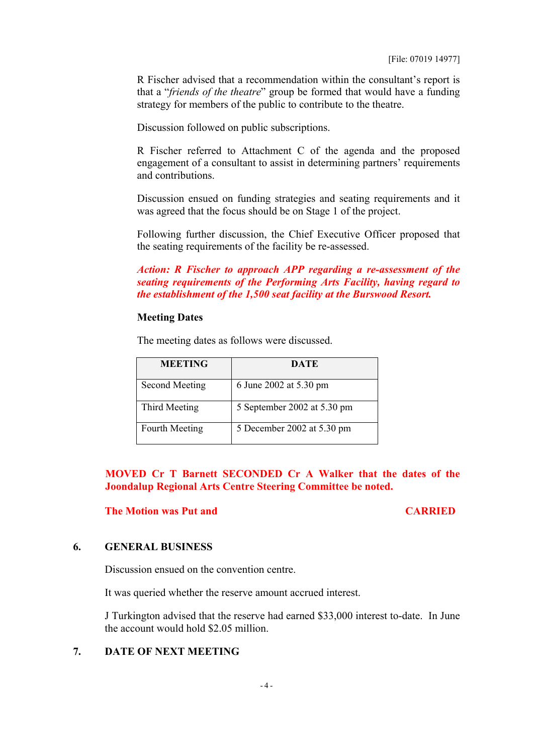[File: 07019 14977]

R Fischer advised that a recommendation within the consultant's report is that a "*friends of the theatre*" group be formed that would have a funding strategy for members of the public to contribute to the theatre.

Discussion followed on public subscriptions.

R Fischer referred to Attachment C of the agenda and the proposed engagement of a consultant to assist in determining partners' requirements and contributions.

Discussion ensued on funding strategies and seating requirements and it was agreed that the focus should be on Stage 1 of the project.

Following further discussion, the Chief Executive Officer proposed that the seating requirements of the facility be re-assessed.

***Action: R Fischer to approach APP regarding a re-assessment of the seating requirements of the Performing Arts Facility, having regard to the establishment of the 1,500 seat facility at the Burswood Resort.***

**Meeting Dates**

The meeting dates as follows were discussed.

| MEETING | DATE |
|---|---|
| Second Meeting | 6 June 2002 at 5.30 pm |
| Third Meeting | 5 September 2002 at 5.30 pm |
| Fourth Meeting | 5 December 2002 at 5.30 pm |

**MOVED Cr T Barnett SECONDED Cr A Walker that the dates of the Joondalup Regional Arts Centre Steering Committee be noted.**

**The Motion was Put and CARRIED**

## 6. GENERAL BUSINESS

Discussion ensued on the convention centre.

It was queried whether the reserve amount accrued interest.

J Turkington advised that the reserve had earned $33,000 interest to-date. In June the account would hold $2.05 million.

## 7. DATE OF NEXT MEETING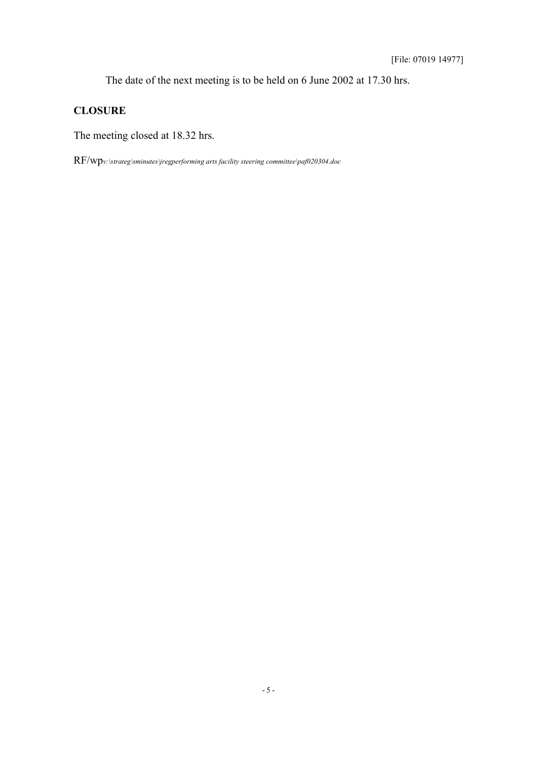[File: 07019 14977]

The date of the next meeting is to be held on 6 June 2002 at 17.30 hrs.

**CLOSURE**

The meeting closed at 18.32 hrs.

RF/wp*v:\strateg\sminutes\jregperforming arts facility steering committee\paf020304.doc*